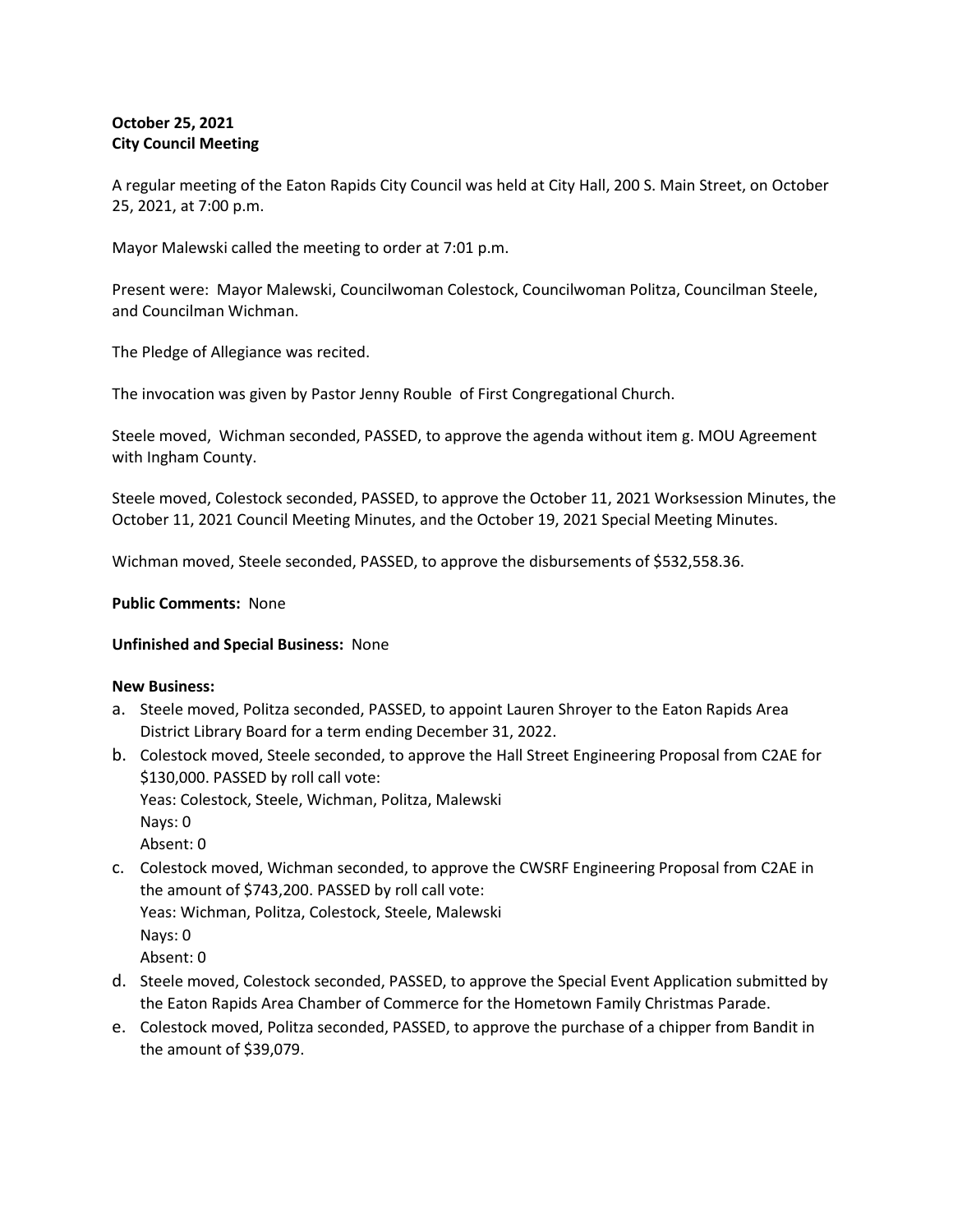**October 25, 2021**
**City Council Meeting**

A regular meeting of the Eaton Rapids City Council was held at City Hall, 200 S. Main Street, on October 25, 2021, at 7:00 p.m.

Mayor Malewski called the meeting to order at 7:01 p.m.

Present were: Mayor Malewski, Councilwoman Colestock, Councilwoman Politza, Councilman Steele, and Councilman Wichman.

The Pledge of Allegiance was recited.

The invocation was given by Pastor Jenny Rouble of First Congregational Church.

Steele moved, Wichman seconded, PASSED, to approve the agenda without item g. MOU Agreement with Ingham County.

Steele moved, Colestock seconded, PASSED, to approve the October 11, 2021 Worksession Minutes, the October 11, 2021 Council Meeting Minutes, and the October 19, 2021 Special Meeting Minutes.

Wichman moved, Steele seconded, PASSED, to approve the disbursements of $532,558.36.

**Public Comments:** None

**Unfinished and Special Business:** None

**New Business:**

a. Steele moved, Politza seconded, PASSED, to appoint Lauren Shroyer to the Eaton Rapids Area District Library Board for a term ending December 31, 2022.
b. Colestock moved, Steele seconded, to approve the Hall Street Engineering Proposal from C2AE for $130,000. PASSED by roll call vote:
   Yeas: Colestock, Steele, Wichman, Politza, Malewski
   Nays: 0
   Absent: 0
c. Colestock moved, Wichman seconded, to approve the CWSRF Engineering Proposal from C2AE in the amount of $743,200. PASSED by roll call vote:
   Yeas: Wichman, Politza, Colestock, Steele, Malewski
   Nays: 0
   Absent: 0
d. Steele moved, Colestock seconded, PASSED, to approve the Special Event Application submitted by the Eaton Rapids Area Chamber of Commerce for the Hometown Family Christmas Parade.
e. Colestock moved, Politza seconded, PASSED, to approve the purchase of a chipper from Bandit in the amount of $39,079.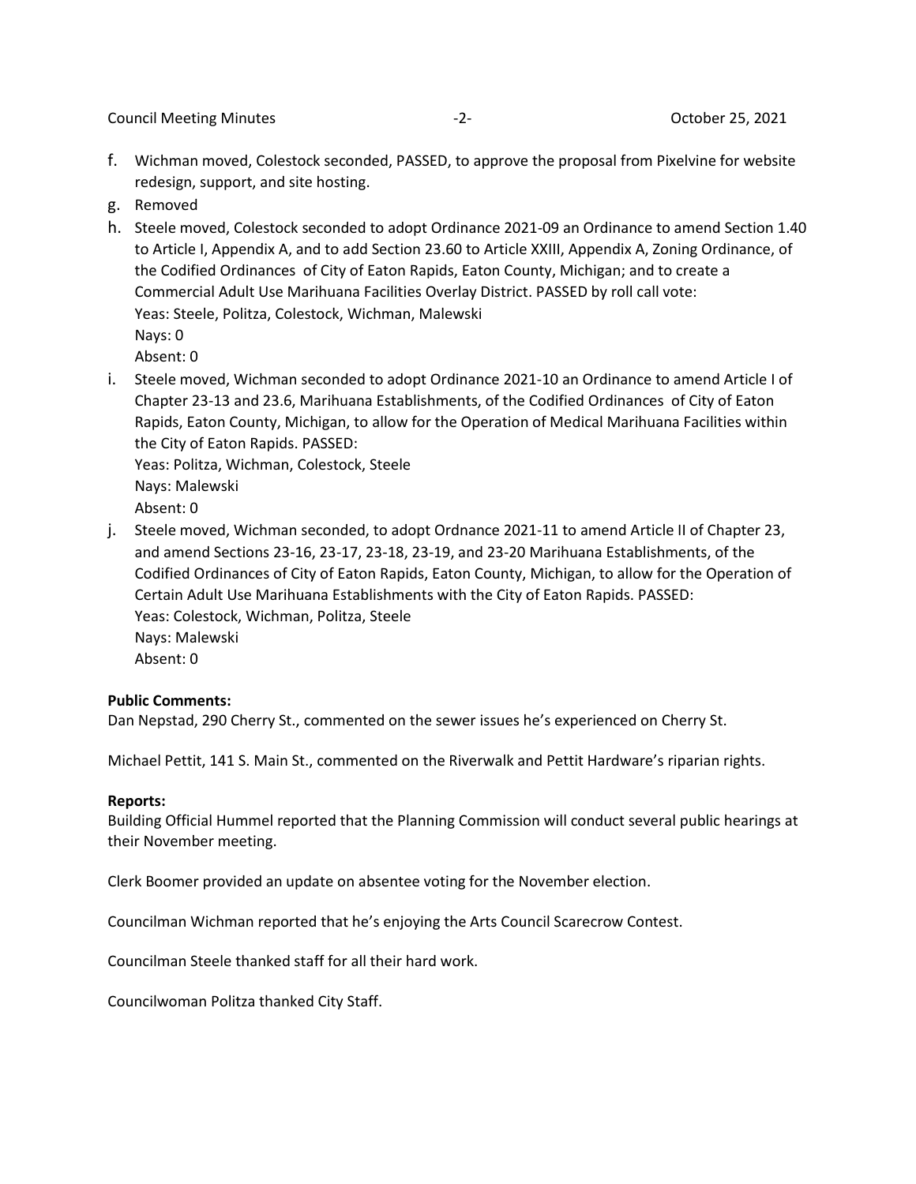f. Wichman moved, Colestock seconded, PASSED, to approve the proposal from Pixelvine for website redesign, support, and site hosting.

g. Removed

h. Steele moved, Colestock seconded to adopt Ordinance 2021-09 an Ordinance to amend Section 1.40 to Article I, Appendix A, and to add Section 23.60 to Article XXIII, Appendix A, Zoning Ordinance, of the Codified Ordinances of City of Eaton Rapids, Eaton County, Michigan; and to create a Commercial Adult Use Marihuana Facilities Overlay District. PASSED by roll call vote:
Yeas: Steele, Politza, Colestock, Wichman, Malewski
Nays: 0
Absent: 0

i. Steele moved, Wichman seconded to adopt Ordinance 2021-10 an Ordinance to amend Article I of Chapter 23-13 and 23.6, Marihuana Establishments, of the Codified Ordinances of City of Eaton Rapids, Eaton County, Michigan, to allow for the Operation of Medical Marihuana Facilities within the City of Eaton Rapids. PASSED:
Yeas: Politza, Wichman, Colestock, Steele
Nays: Malewski
Absent: 0

j. Steele moved, Wichman seconded, to adopt Ordnance 2021-11 to amend Article II of Chapter 23, and amend Sections 23-16, 23-17, 23-18, 23-19, and 23-20 Marihuana Establishments, of the Codified Ordinances of City of Eaton Rapids, Eaton County, Michigan, to allow for the Operation of Certain Adult Use Marihuana Establishments with the City of Eaton Rapids. PASSED:
Yeas: Colestock, Wichman, Politza, Steele
Nays: Malewski
Absent: 0

**Public Comments:**

Dan Nepstad, 290 Cherry St., commented on the sewer issues he's experienced on Cherry St.

Michael Pettit, 141 S. Main St., commented on the Riverwalk and Pettit Hardware's riparian rights.

**Reports:**

Building Official Hummel reported that the Planning Commission will conduct several public hearings at their November meeting.

Clerk Boomer provided an update on absentee voting for the November election.

Councilman Wichman reported that he's enjoying the Arts Council Scarecrow Contest.

Councilman Steele thanked staff for all their hard work.

Councilwoman Politza thanked City Staff.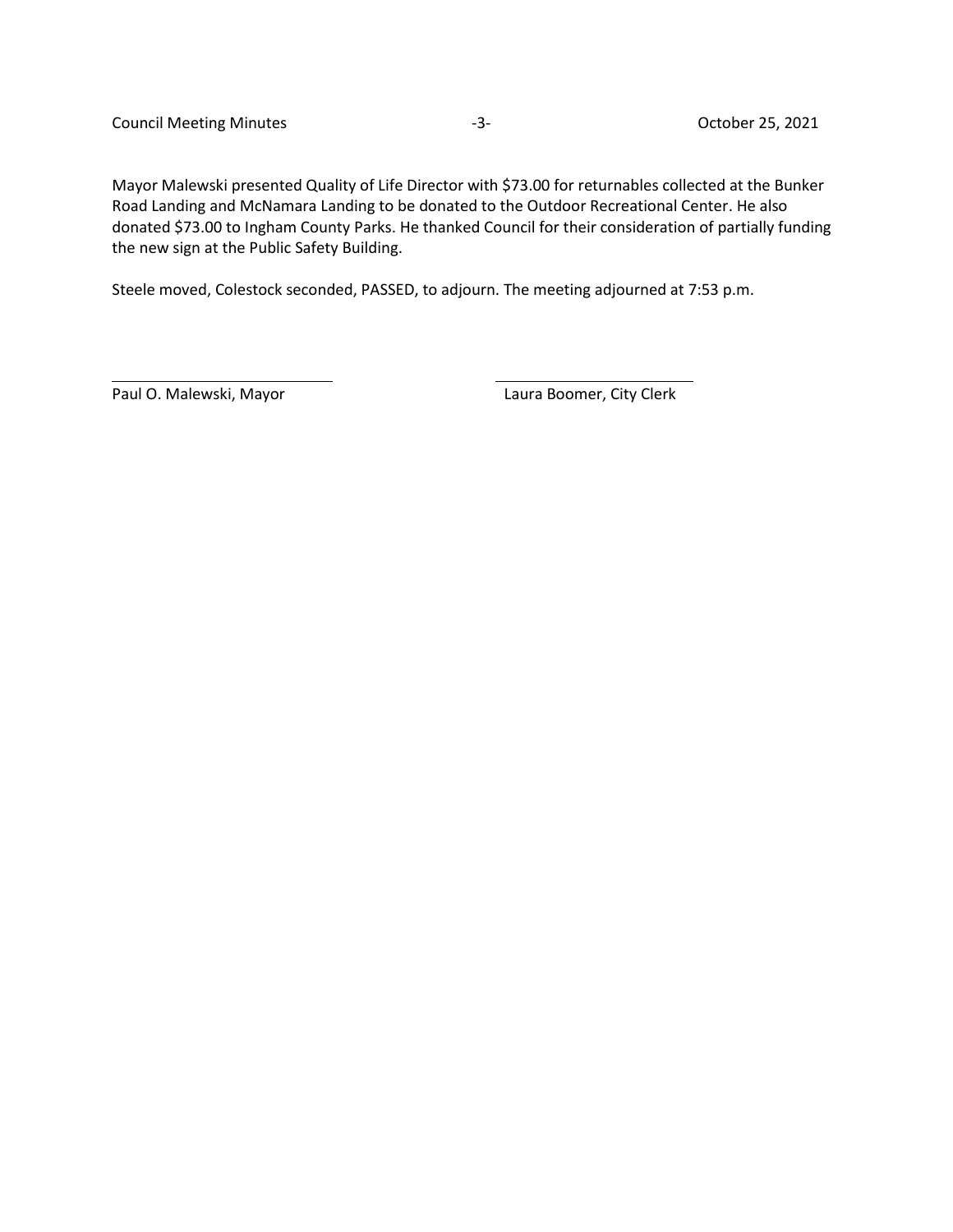Mayor Malewski presented Quality of Life Director with $73.00 for returnables collected at the Bunker Road Landing and McNamara Landing to be donated to the Outdoor Recreational Center. He also donated $73.00 to Ingham County Parks. He thanked Council for their consideration of partially funding the new sign at the Public Safety Building.

Steele moved, Colestock seconded, PASSED, to adjourn. The meeting adjourned at 7:53 p.m.

\_\_\_\_\_\_\_\_\_\_\_\_\_\_\_\_\_\_\_\_\_\_\_\_\_\_\_\_
Paul O. Malewski, Mayor

\_\_\_\_\_\_\_\_\_\_\_\_\_\_\_\_\_\_\_\_\_\_\_\_\_\_\_\_
Laura Boomer, City Clerk